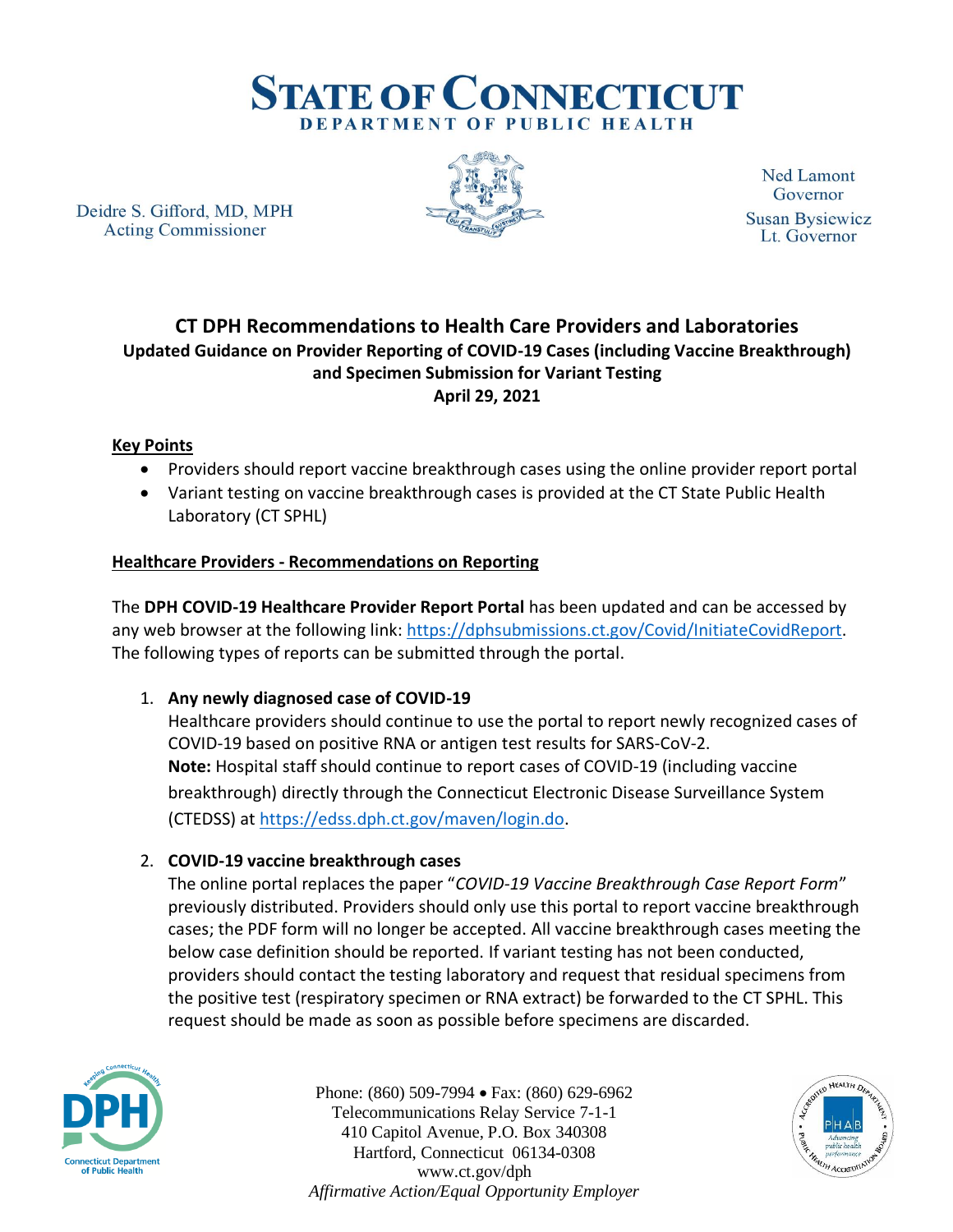# STATE OF CONNECTICUT
## DEPARTMENT OF PUBLIC HEALTH

Deidre S. Gifford, MD, MPH
Acting Commissioner

Ned Lamont
Governor
Susan Bysiewicz
Lt. Governor

## CT DPH Recommendations to Health Care Providers and Laboratories

### Updated Guidance on Provider Reporting of COVID-19 Cases (including Vaccine Breakthrough) and Specimen Submission for Variant Testing

**April 29, 2021**

**Key Points**

- Providers should report vaccine breakthrough cases using the online provider report portal
- Variant testing on vaccine breakthrough cases is provided at the CT State Public Health Laboratory (CT SPHL)

**Healthcare Providers - Recommendations on Reporting**

The **DPH COVID-19 Healthcare Provider Report Portal** has been updated and can be accessed by any web browser at the following link: https://dphsubmissions.ct.gov/Covid/InitiateCovidReport. The following types of reports can be submitted through the portal.

1. **Any newly diagnosed case of COVID-19**
   Healthcare providers should continue to use the portal to report newly recognized cases of COVID-19 based on positive RNA or antigen test results for SARS-CoV-2.
   **Note:** Hospital staff should continue to report cases of COVID-19 (including vaccine breakthrough) directly through the Connecticut Electronic Disease Surveillance System (CTEDSS) at https://edss.dph.ct.gov/maven/login.do.

2. **COVID-19 vaccine breakthrough cases**
   The online portal replaces the paper "*COVID-19 Vaccine Breakthrough Case Report Form*" previously distributed. Providers should only use this portal to report vaccine breakthrough cases; the PDF form will no longer be accepted. All vaccine breakthrough cases meeting the below case definition should be reported. If variant testing has not been conducted, providers should contact the testing laboratory and request that residual specimens from the positive test (respiratory specimen or RNA extract) be forwarded to the CT SPHL. This request should be made as soon as possible before specimens are discarded.

Phone: (860) 509-7994 • Fax: (860) 629-6962
Telecommunications Relay Service 7-1-1
410 Capitol Avenue, P.O. Box 340308
Hartford, Connecticut 06134-0308
www.ct.gov/dph
*Affirmative Action/Equal Opportunity Employer*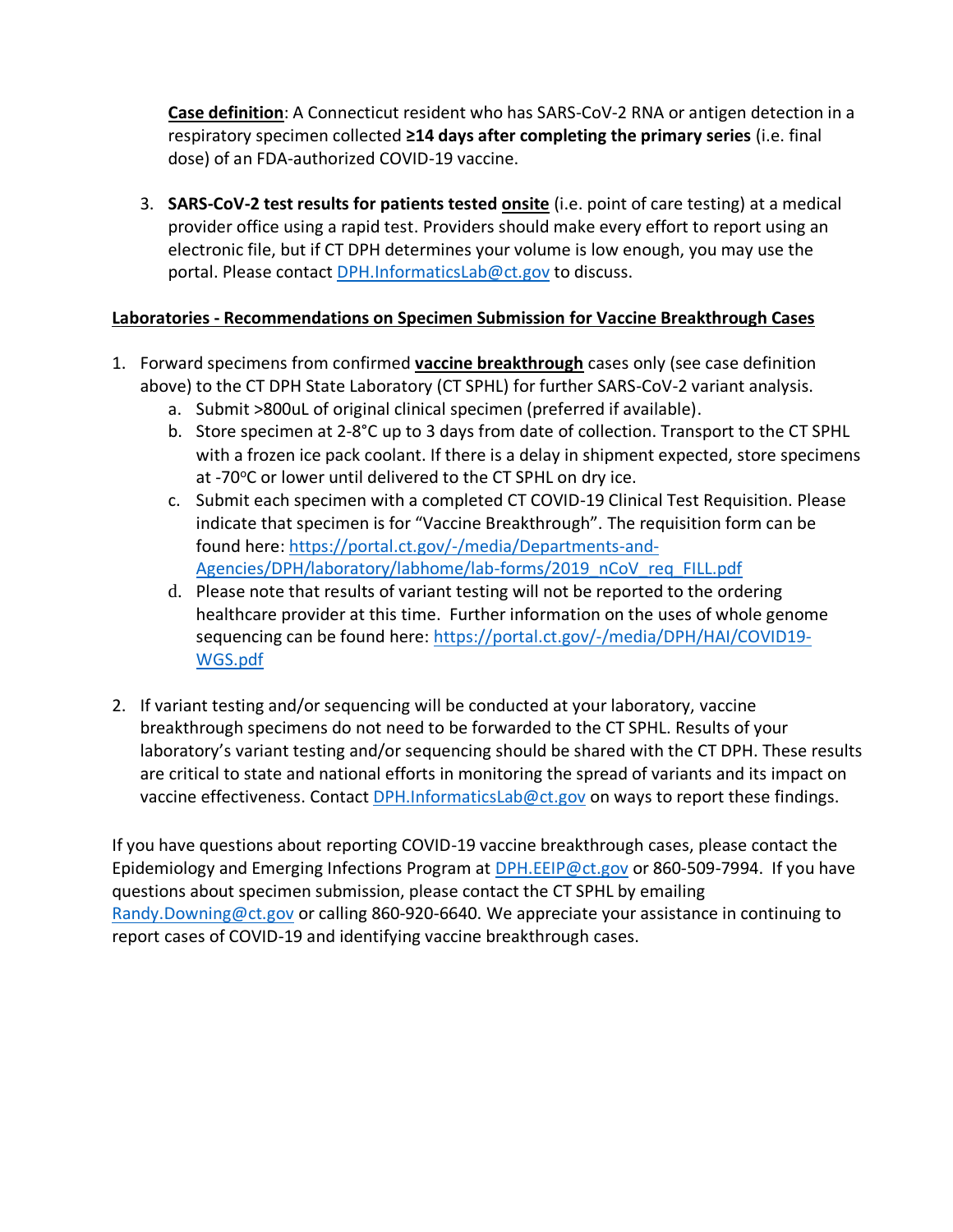**<u>Case definition</u>**: A Connecticut resident who has SARS-CoV-2 RNA or antigen detection in a respiratory specimen collected **≥14 days after completing the primary series** (i.e. final dose) of an FDA-authorized COVID-19 vaccine.

3. **SARS-CoV-2 test results for patients tested <u>onsite</u>** (i.e. point of care testing) at a medical provider office using a rapid test. Providers should make every effort to report using an electronic file, but if CT DPH determines your volume is low enough, you may use the portal. Please contact DPH.InformaticsLab@ct.gov to discuss.

**<u>Laboratories - Recommendations on Specimen Submission for Vaccine Breakthrough Cases</u>**

1. Forward specimens from confirmed **<u>vaccine breakthrough</u>** cases only (see case definition above) to the CT DPH State Laboratory (CT SPHL) for further SARS-CoV-2 variant analysis.
   a. Submit >800uL of original clinical specimen (preferred if available).
   b. Store specimen at 2-8°C up to 3 days from date of collection. Transport to the CT SPHL with a frozen ice pack coolant. If there is a delay in shipment expected, store specimens at -70°C or lower until delivered to the CT SPHL on dry ice.
   c. Submit each specimen with a completed CT COVID-19 Clinical Test Requisition. Please indicate that specimen is for "Vaccine Breakthrough". The requisition form can be found here: https://portal.ct.gov/-/media/Departments-and-Agencies/DPH/laboratory/labhome/lab-forms/2019_nCoV_req_FILL.pdf
   d. Please note that results of variant testing will not be reported to the ordering healthcare provider at this time. Further information on the uses of whole genome sequencing can be found here: https://portal.ct.gov/-/media/DPH/HAI/COVID19-WGS.pdf

2. If variant testing and/or sequencing will be conducted at your laboratory, vaccine breakthrough specimens do not need to be forwarded to the CT SPHL. Results of your laboratory's variant testing and/or sequencing should be shared with the CT DPH. These results are critical to state and national efforts in monitoring the spread of variants and its impact on vaccine effectiveness. Contact DPH.InformaticsLab@ct.gov on ways to report these findings.

If you have questions about reporting COVID-19 vaccine breakthrough cases, please contact the Epidemiology and Emerging Infections Program at DPH.EEIP@ct.gov or 860-509-7994. If you have questions about specimen submission, please contact the CT SPHL by emailing Randy.Downing@ct.gov or calling 860-920-6640. We appreciate your assistance in continuing to report cases of COVID-19 and identifying vaccine breakthrough cases.